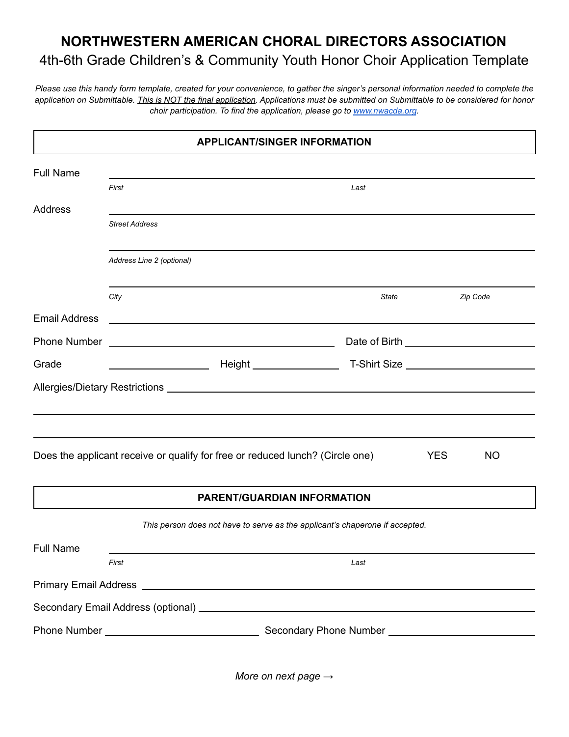# NORTHWESTERN AMERICAN CHORAL DIRECTORS ASSOCIATION

## 4th-6th Grade Children's & Community Youth Honor Choir Application Template

*Please use this handy form template, created for your convenience, to gather the singer's personal information needed to complete the application on Submittable. This is NOT the final application. Applications must be submitted on Submittable to be considered for honor choir participation. To find the application, please go to [www.nwacda.org](http://www.nwacda.org).*

### APPLICANT/SINGER INFORMATION

Full Name ______________________________________________
*First* *Last*

Address ______________________________________________
*Street Address*

______________________________________________
*Address Line 2 (optional)*

______________________________________________
*City* *State* *Zip Code*

Email Address ______________________________________________

Phone Number ______________________ Date of Birth ______________________

Grade ____________ Height ____________ T-Shirt Size ____________

Allergies/Dietary Restrictions ______________________________________________

______________________________________________

______________________________________________

Does the applicant receive or qualify for free or reduced lunch? (Circle one) YES NO

### PARENT/GUARDIAN INFORMATION

*This person does not have to serve as the applicant's chaperone if accepted.*

Full Name ______________________________________________
*First* *Last*

Primary Email Address ______________________________________________

Secondary Email Address (optional) ______________________________________________

Phone Number ______________________ Secondary Phone Number ______________________

*More on next page →*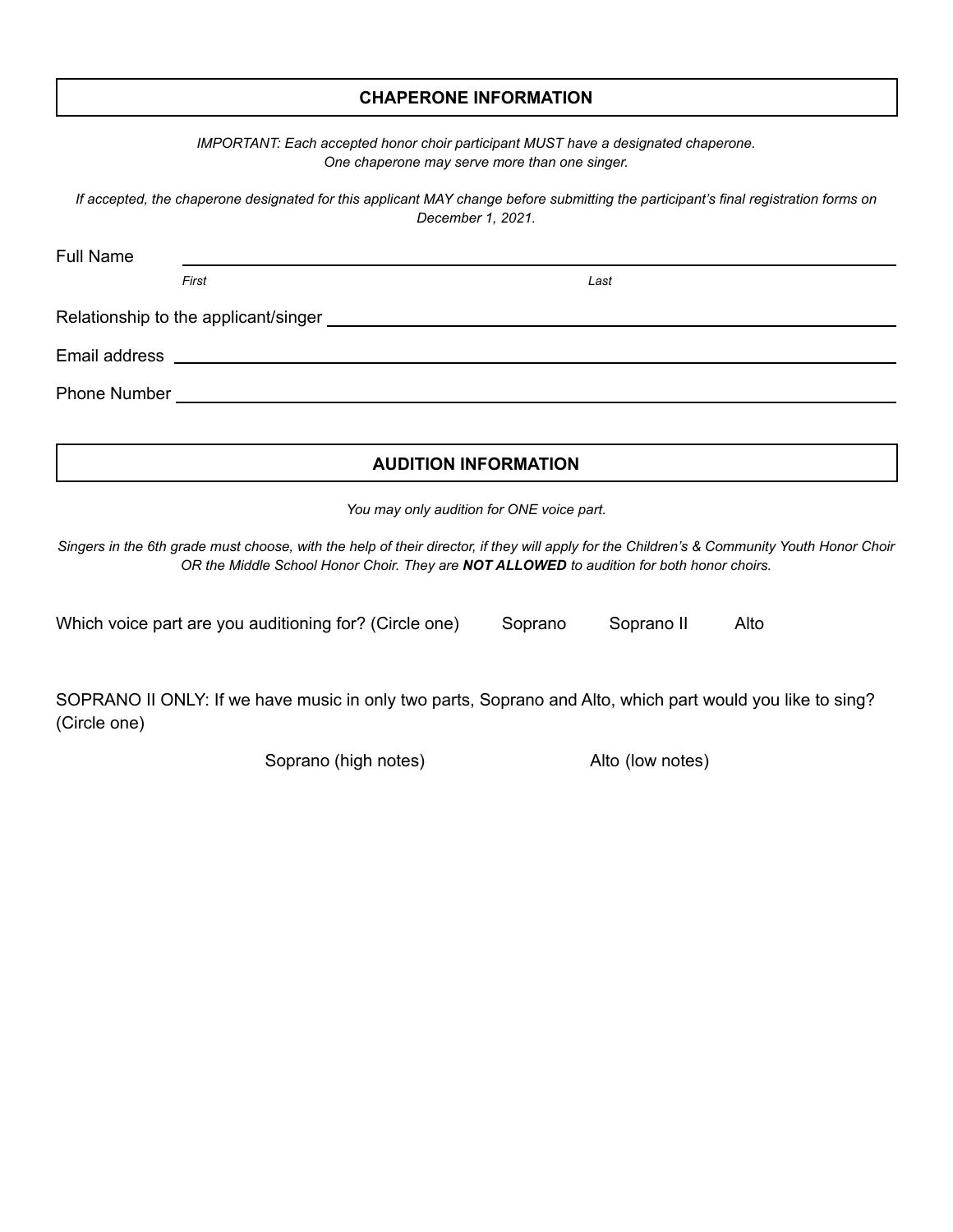## CHAPERONE INFORMATION

*IMPORTANT: Each accepted honor choir participant MUST have a designated chaperone.*
*One chaperone may serve more than one singer.*

*If accepted, the chaperone designated for this applicant MAY change before submitting the participant's final registration forms on December 1, 2021.*

Full Name ______________________________________________

*First* *Last*

Relationship to the applicant/singer ______________________________________________

Email address ______________________________________________

Phone Number ______________________________________________

## AUDITION INFORMATION

*You may only audition for ONE voice part.*

*Singers in the 6th grade must choose, with the help of their director, if they will apply for the Children's & Community Youth Honor Choir OR the Middle School Honor Choir. They are **NOT ALLOWED** to audition for both honor choirs.*

Which voice part are you auditioning for? (Circle one) Soprano Soprano II Alto

SOPRANO II ONLY: If we have music in only two parts, Soprano and Alto, which part would you like to sing? (Circle one)

Soprano (high notes) Alto (low notes)